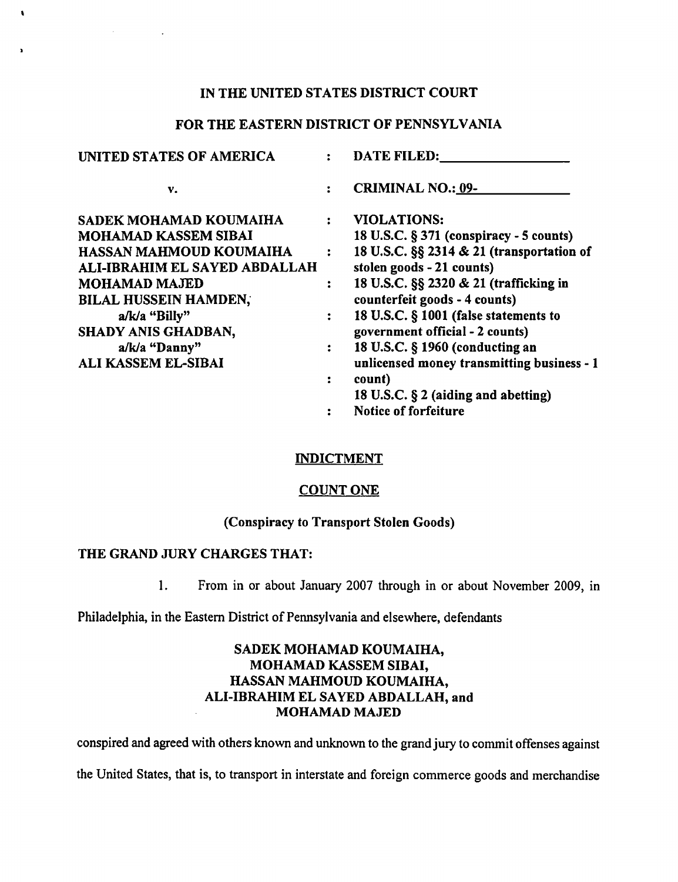# IN THE UNITED STATES DISTRICT COURT

## FOR THE EASTERN DISTRICT OF PENNSYLVANIA

| | | |
|---|---|---|
| UNITED STATES OF AMERICA | : | DATE FILED:__________________ |
| v. | : | CRIMINAL NO.: 09-_____________ |
| SADEK MOHAMAD KOUMAIHA<br>MOHAMAD KASSEM SIBAI<br>HASSAN MAHMOUD KOUMAIHA<br>ALI-IBRAHIM EL SAYED ABDALLAH<br>MOHAMAD MAJED<br>BILAL HUSSEIN HAMDEN,<br>a/k/a "Billy"<br>SHADY ANIS GHADBAN,<br>a/k/a "Danny"<br>ALI KASSEM EL-SIBAI | : | VIOLATIONS:<br>18 U.S.C. § 371 (conspiracy - 5 counts)<br>18 U.S.C. §§ 2314 & 21 (transportation of stolen goods - 21 counts)<br>18 U.S.C. §§ 2320 & 21 (trafficking in counterfeit goods - 4 counts)<br>18 U.S.C. § 1001 (false statements to government official - 2 counts)<br>18 U.S.C. § 1960 (conducting an unlicensed money transmitting business - 1 count)<br>18 U.S.C. § 2 (aiding and abetting)<br>Notice of forfeiture |

## INDICTMENT

## COUNT ONE

### (Conspiracy to Transport Stolen Goods)

**THE GRAND JURY CHARGES THAT:**

1. From in or about January 2007 through in or about November 2009, in Philadelphia, in the Eastern District of Pennsylvania and elsewhere, defendants

**SADEK MOHAMAD KOUMAIHA,**
**MOHAMAD KASSEM SIBAI,**
**HASSAN MAHMOUD KOUMAIHA,**
**ALI-IBRAHIM EL SAYED ABDALLAH, and**
**MOHAMAD MAJED**

conspired and agreed with others known and unknown to the grand jury to commit offenses against the United States, that is, to transport in interstate and foreign commerce goods and merchandise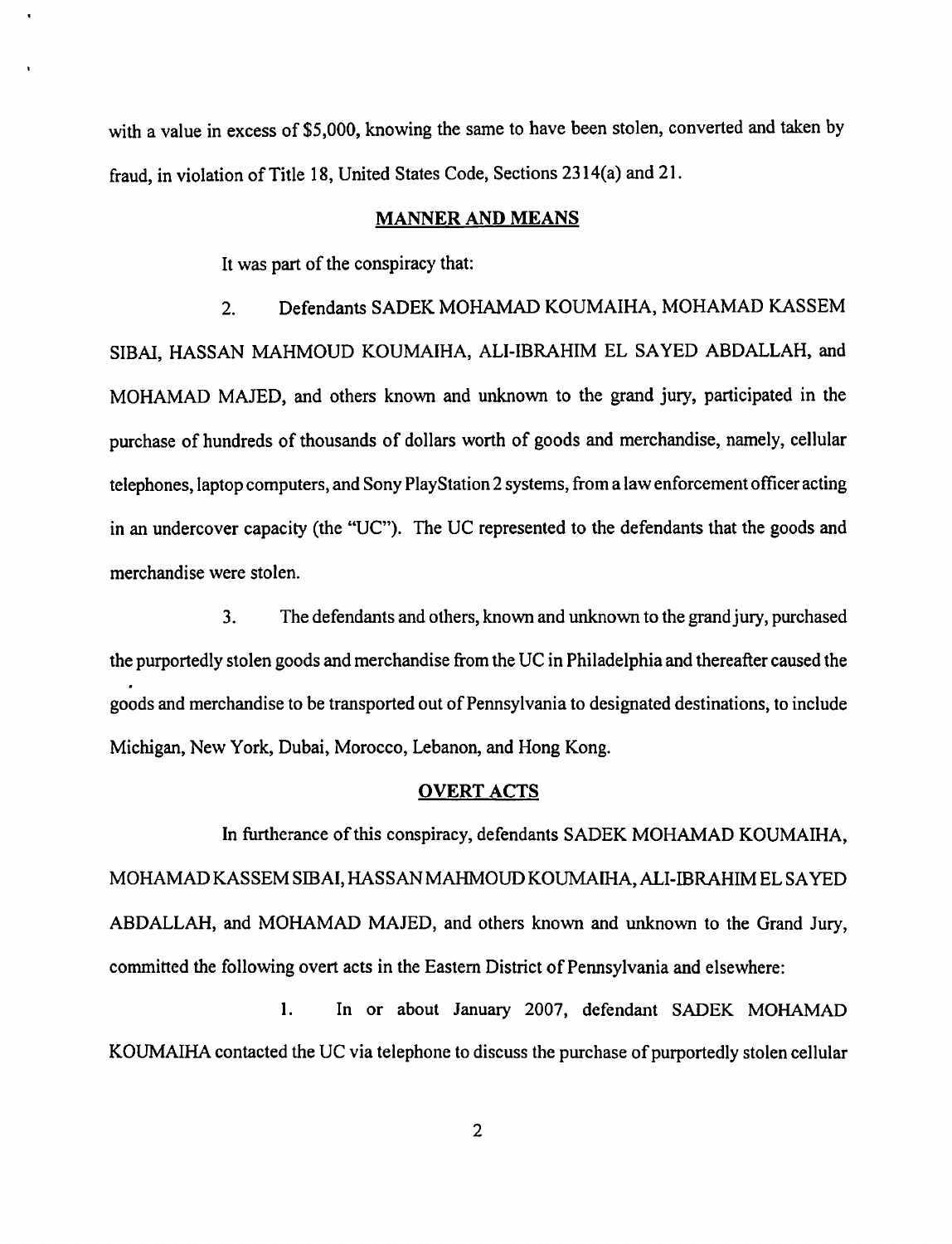with a value in excess of $5,000, knowing the same to have been stolen, converted and taken by fraud, in violation of Title 18, United States Code, Sections 2314(a) and 21.

## MANNER AND MEANS

It was part of the conspiracy that:

2. Defendants SADEK MOHAMAD KOUMAIHA, MOHAMAD KASSEM SIBAI, HASSAN MAHMOUD KOUMAIHA, ALI-IBRAHIM EL SAYED ABDALLAH, and MOHAMAD MAJED, and others known and unknown to the grand jury, participated in the purchase of hundreds of thousands of dollars worth of goods and merchandise, namely, cellular telephones, laptop computers, and Sony PlayStation 2 systems, from a law enforcement officer acting in an undercover capacity (the "UC"). The UC represented to the defendants that the goods and merchandise were stolen.

3. The defendants and others, known and unknown to the grand jury, purchased the purportedly stolen goods and merchandise from the UC in Philadelphia and thereafter caused the goods and merchandise to be transported out of Pennsylvania to designated destinations, to include Michigan, New York, Dubai, Morocco, Lebanon, and Hong Kong.

## OVERT ACTS

In furtherance of this conspiracy, defendants SADEK MOHAMAD KOUMAIHA, MOHAMAD KASSEM SIBAI, HASSAN MAHMOUD KOUMAIHA, ALI-IBRAHIM EL SAYED ABDALLAH, and MOHAMAD MAJED, and others known and unknown to the Grand Jury, committed the following overt acts in the Eastern District of Pennsylvania and elsewhere:

1. In or about January 2007, defendant SADEK MOHAMAD KOUMAIHA contacted the UC via telephone to discuss the purchase of purportedly stolen cellular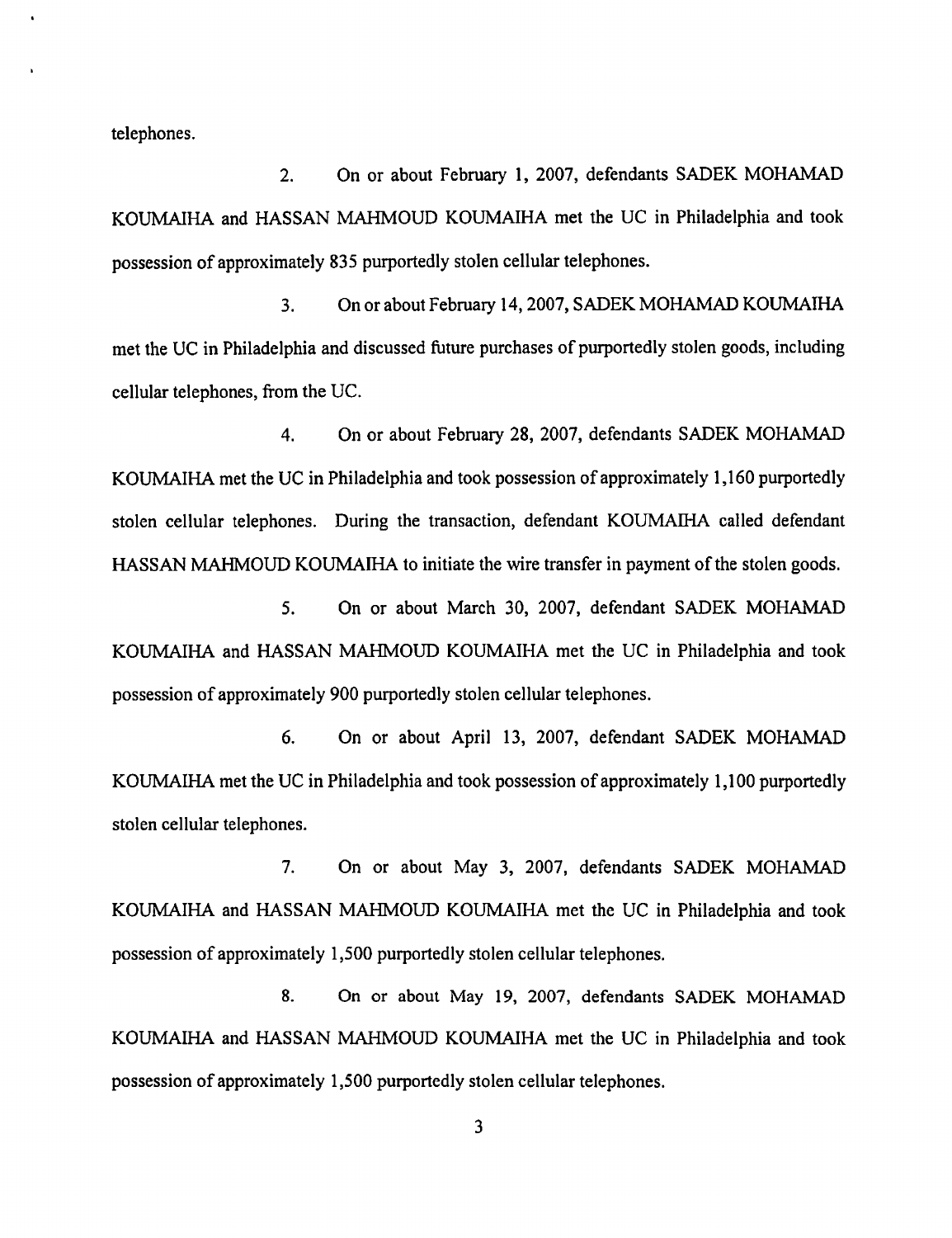telephones.

2. On or about February 1, 2007, defendants SADEK MOHAMAD KOUMAIHA and HASSAN MAHMOUD KOUMAIHA met the UC in Philadelphia and took possession of approximately 835 purportedly stolen cellular telephones.

3. On or about February 14, 2007, SADEK MOHAMAD KOUMAIHA met the UC in Philadelphia and discussed future purchases of purportedly stolen goods, including cellular telephones, from the UC.

4. On or about February 28, 2007, defendants SADEK MOHAMAD KOUMAIHA met the UC in Philadelphia and took possession of approximately 1,160 purportedly stolen cellular telephones. During the transaction, defendant KOUMAIHA called defendant HASSAN MAHMOUD KOUMAIHA to initiate the wire transfer in payment of the stolen goods.

5. On or about March 30, 2007, defendant SADEK MOHAMAD KOUMAIHA and HASSAN MAHMOUD KOUMAIHA met the UC in Philadelphia and took possession of approximately 900 purportedly stolen cellular telephones.

6. On or about April 13, 2007, defendant SADEK MOHAMAD KOUMAIHA met the UC in Philadelphia and took possession of approximately 1,100 purportedly stolen cellular telephones.

7. On or about May 3, 2007, defendants SADEK MOHAMAD KOUMAIHA and HASSAN MAHMOUD KOUMAIHA met the UC in Philadelphia and took possession of approximately 1,500 purportedly stolen cellular telephones.

8. On or about May 19, 2007, defendants SADEK MOHAMAD KOUMAIHA and HASSAN MAHMOUD KOUMAIHA met the UC in Philadelphia and took possession of approximately 1,500 purportedly stolen cellular telephones.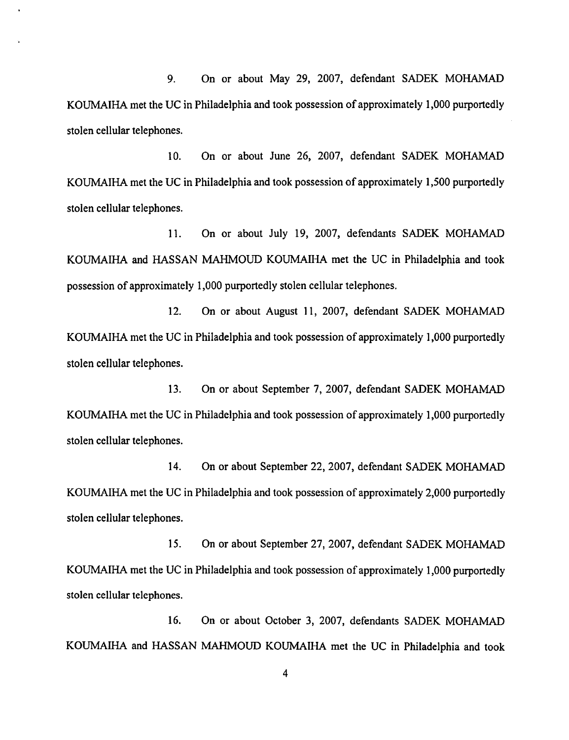9. On or about May 29, 2007, defendant SADEK MOHAMAD KOUMAIHA met the UC in Philadelphia and took possession of approximately 1,000 purportedly stolen cellular telephones.

10. On or about June 26, 2007, defendant SADEK MOHAMAD KOUMAIHA met the UC in Philadelphia and took possession of approximately 1,500 purportedly stolen cellular telephones.

11. On or about July 19, 2007, defendants SADEK MOHAMAD KOUMAIHA and HASSAN MAHMOUD KOUMAIHA met the UC in Philadelphia and took possession of approximately 1,000 purportedly stolen cellular telephones.

12. On or about August 11, 2007, defendant SADEK MOHAMAD KOUMAIHA met the UC in Philadelphia and took possession of approximately 1,000 purportedly stolen cellular telephones.

13. On or about September 7, 2007, defendant SADEK MOHAMAD KOUMAIHA met the UC in Philadelphia and took possession of approximately 1,000 purportedly stolen cellular telephones.

14. On or about September 22, 2007, defendant SADEK MOHAMAD KOUMAIHA met the UC in Philadelphia and took possession of approximately 2,000 purportedly stolen cellular telephones.

15. On or about September 27, 2007, defendant SADEK MOHAMAD KOUMAIHA met the UC in Philadelphia and took possession of approximately 1,000 purportedly stolen cellular telephones.

16. On or about October 3, 2007, defendants SADEK MOHAMAD KOUMAIHA and HASSAN MAHMOUD KOUMAIHA met the UC in Philadelphia and took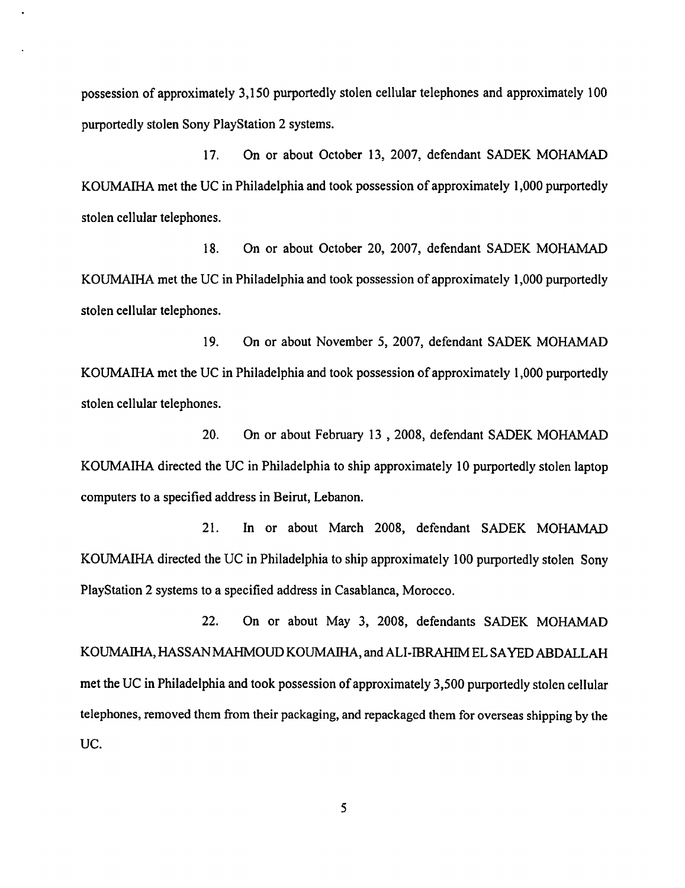possession of approximately 3,150 purportedly stolen cellular telephones and approximately 100 purportedly stolen Sony PlayStation 2 systems.

17. On or about October 13, 2007, defendant SADEK MOHAMAD KOUMAIHA met the UC in Philadelphia and took possession of approximately 1,000 purportedly stolen cellular telephones.

18. On or about October 20, 2007, defendant SADEK MOHAMAD KOUMAIHA met the UC in Philadelphia and took possession of approximately 1,000 purportedly stolen cellular telephones.

19. On or about November 5, 2007, defendant SADEK MOHAMAD KOUMAIHA met the UC in Philadelphia and took possession of approximately 1,000 purportedly stolen cellular telephones.

20. On or about February 13 , 2008, defendant SADEK MOHAMAD KOUMAIHA directed the UC in Philadelphia to ship approximately 10 purportedly stolen laptop computers to a specified address in Beirut, Lebanon.

21. In or about March 2008, defendant SADEK MOHAMAD KOUMAIHA directed the UC in Philadelphia to ship approximately 100 purportedly stolen Sony PlayStation 2 systems to a specified address in Casablanca, Morocco.

22. On or about May 3, 2008, defendants SADEK MOHAMAD KOUMAIHA, HASSAN MAHMOUD KOUMAIHA, and ALI-IBRAHIM EL SAYED ABDALLAH met the UC in Philadelphia and took possession of approximately 3,500 purportedly stolen cellular telephones, removed them from their packaging, and repackaged them for overseas shipping by the UC.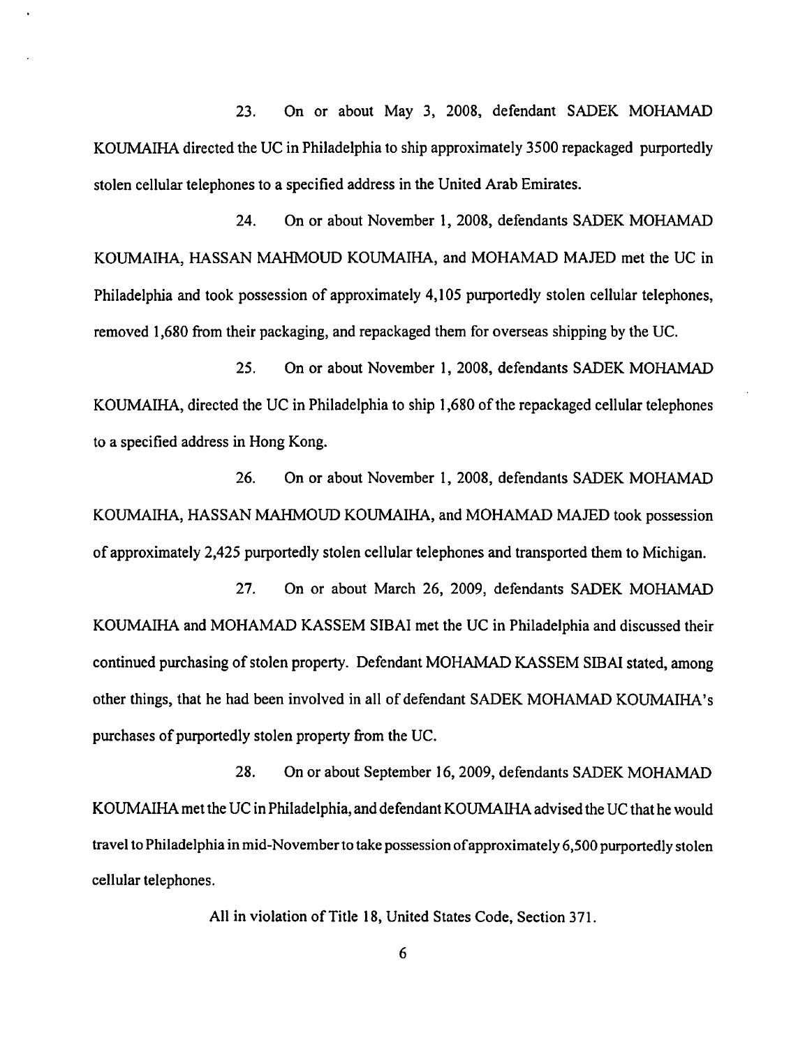23. On or about May 3, 2008, defendant SADEK MOHAMAD KOUMAIHA directed the UC in Philadelphia to ship approximately 3500 repackaged purportedly stolen cellular telephones to a specified address in the United Arab Emirates.

24. On or about November 1, 2008, defendants SADEK MOHAMAD KOUMAIHA, HASSAN MAHMOUD KOUMAIHA, and MOHAMAD MAJED met the UC in Philadelphia and took possession of approximately 4,105 purportedly stolen cellular telephones, removed 1,680 from their packaging, and repackaged them for overseas shipping by the UC.

25. On or about November 1, 2008, defendants SADEK MOHAMAD KOUMAIHA, directed the UC in Philadelphia to ship 1,680 of the repackaged cellular telephones to a specified address in Hong Kong.

26. On or about November 1, 2008, defendants SADEK MOHAMAD KOUMAIHA, HASSAN MAHMOUD KOUMAIHA, and MOHAMAD MAJED took possession of approximately 2,425 purportedly stolen cellular telephones and transported them to Michigan.

27. On or about March 26, 2009, defendants SADEK MOHAMAD KOUMAIHA and MOHAMAD KASSEM SIBAI met the UC in Philadelphia and discussed their continued purchasing of stolen property. Defendant MOHAMAD KASSEM SIBAI stated, among other things, that he had been involved in all of defendant SADEK MOHAMAD KOUMAIHA's purchases of purportedly stolen property from the UC.

28. On or about September 16, 2009, defendants SADEK MOHAMAD KOUMAIHA met the UC in Philadelphia, and defendant KOUMAIHA advised the UC that he would travel to Philadelphia in mid-November to take possession of approximately 6,500 purportedly stolen cellular telephones.

All in violation of Title 18, United States Code, Section 371.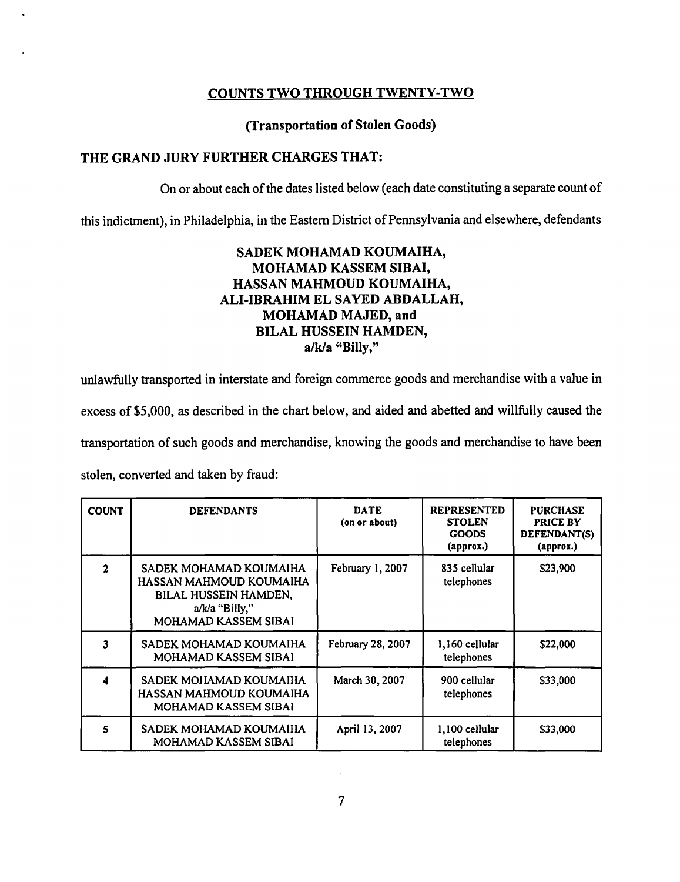## COUNTS TWO THROUGH TWENTY-TWO

### (Transportation of Stolen Goods)

**THE GRAND JURY FURTHER CHARGES THAT:**

On or about each of the dates listed below (each date constituting a separate count of this indictment), in Philadelphia, in the Eastern District of Pennsylvania and elsewhere, defendants

**SADEK MOHAMAD KOUMAIHA,**
**MOHAMAD KASSEM SIBAI,**
**HASSAN MAHMOUD KOUMAIHA,**
**ALI-IBRAHIM EL SAYED ABDALLAH,**
**MOHAMAD MAJED, and**
**BILAL HUSSEIN HAMDEN,**
**a/k/a "Billy,"**

unlawfully transported in interstate and foreign commerce goods and merchandise with a value in excess of $5,000, as described in the chart below, and aided and abetted and willfully caused the transportation of such goods and merchandise, knowing the goods and merchandise to have been stolen, converted and taken by fraud:

| COUNT | DEFENDANTS | DATE (on or about) | REPRESENTED STOLEN GOODS (approx.) | PURCHASE PRICE BY DEFENDANT(S) (approx.) |
|---|---|---|---|---|
| 2 | SADEK MOHAMAD KOUMAIHA<br>HASSAN MAHMOUD KOUMAIHA<br>BILAL HUSSEIN HAMDEN, a/k/a "Billy,"<br>MOHAMAD KASSEM SIBAI | February 1, 2007 | 835 cellular telephones | $23,900 |
| 3 | SADEK MOHAMAD KOUMAIHA<br>MOHAMAD KASSEM SIBAI | February 28, 2007 | 1,160 cellular telephones | $22,000 |
| 4 | SADEK MOHAMAD KOUMAIHA<br>HASSAN MAHMOUD KOUMAIHA<br>MOHAMAD KASSEM SIBAI | March 30, 2007 | 900 cellular telephones | $33,000 |
| 5 | SADEK MOHAMAD KOUMAIHA<br>MOHAMAD KASSEM SIBAI | April 13, 2007 | 1,100 cellular telephones | $33,000 |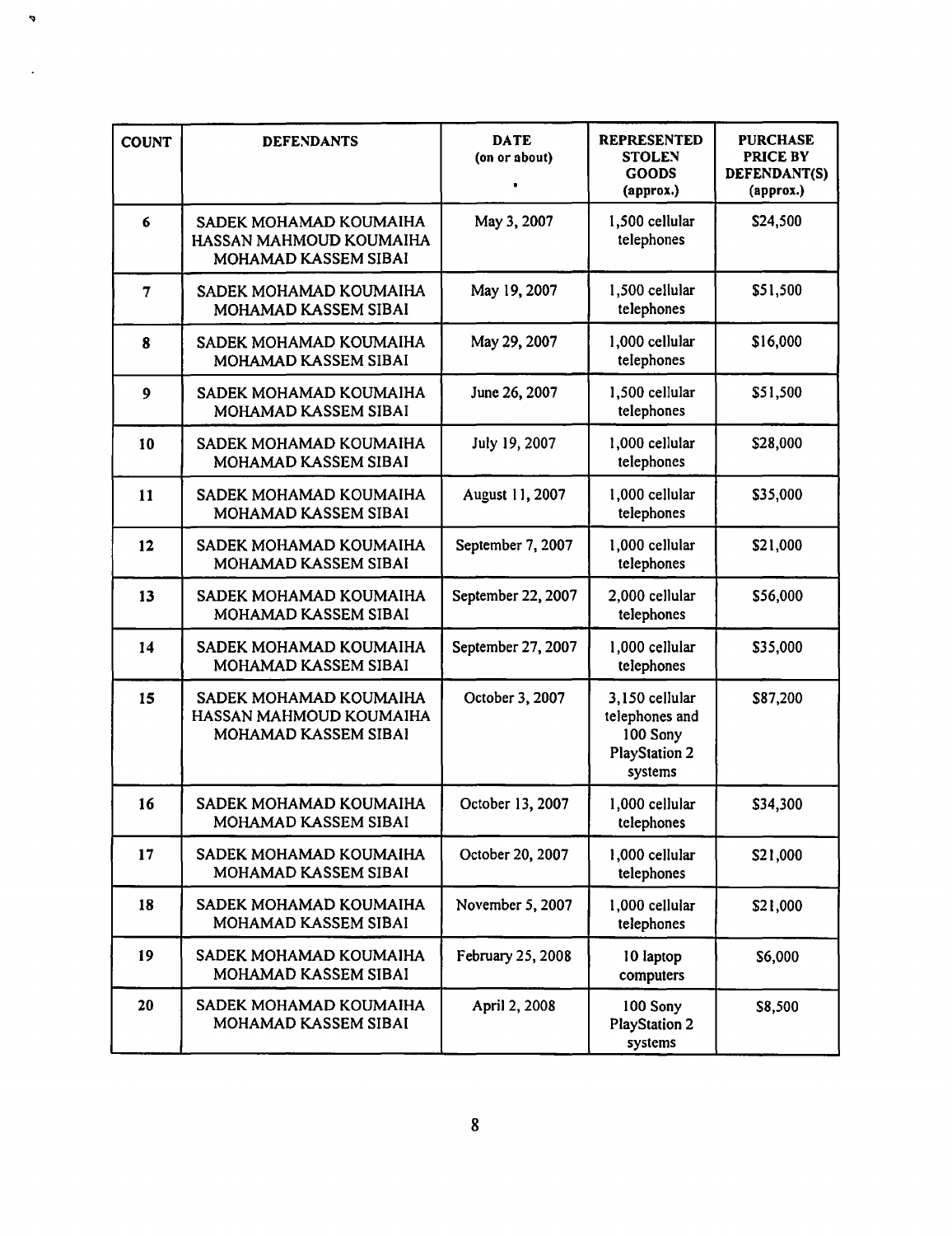| COUNT | DEFENDANTS | DATE (on or about) | REPRESENTED STOLEN GOODS (approx.) | PURCHASE PRICE BY DEFENDANT(S) (approx.) |
|---|---|---|---|---|
| 6 | SADEK MOHAMAD KOUMAIHA HASSAN MAHMOUD KOUMAIHA MOHAMAD KASSEM SIBAI | May 3, 2007 | 1,500 cellular telephones | $24,500 |
| 7 | SADEK MOHAMAD KOUMAIHA MOHAMAD KASSEM SIBAI | May 19, 2007 | 1,500 cellular telephones | $51,500 |
| 8 | SADEK MOHAMAD KOUMAIHA MOHAMAD KASSEM SIBAI | May 29, 2007 | 1,000 cellular telephones | $16,000 |
| 9 | SADEK MOHAMAD KOUMAIHA MOHAMAD KASSEM SIBAI | June 26, 2007 | 1,500 cellular telephones | $51,500 |
| 10 | SADEK MOHAMAD KOUMAIHA MOHAMAD KASSEM SIBAI | July 19, 2007 | 1,000 cellular telephones | $28,000 |
| 11 | SADEK MOHAMAD KOUMAIHA MOHAMAD KASSEM SIBAI | August 11, 2007 | 1,000 cellular telephones | $35,000 |
| 12 | SADEK MOHAMAD KOUMAIHA MOHAMAD KASSEM SIBAI | September 7, 2007 | 1,000 cellular telephones | $21,000 |
| 13 | SADEK MOHAMAD KOUMAIHA MOHAMAD KASSEM SIBAI | September 22, 2007 | 2,000 cellular telephones | $56,000 |
| 14 | SADEK MOHAMAD KOUMAIHA MOHAMAD KASSEM SIBAI | September 27, 2007 | 1,000 cellular telephones | $35,000 |
| 15 | SADEK MOHAMAD KOUMAIHA HASSAN MAHMOUD KOUMAIHA MOHAMAD KASSEM SIBAI | October 3, 2007 | 3,150 cellular telephones and 100 Sony PlayStation 2 systems | $87,200 |
| 16 | SADEK MOHAMAD KOUMAIHA MOHAMAD KASSEM SIBAI | October 13, 2007 | 1,000 cellular telephones | $34,300 |
| 17 | SADEK MOHAMAD KOUMAIHA MOHAMAD KASSEM SIBAI | October 20, 2007 | 1,000 cellular telephones | $21,000 |
| 18 | SADEK MOHAMAD KOUMAIHA MOHAMAD KASSEM SIBAI | November 5, 2007 | 1,000 cellular telephones | $21,000 |
| 19 | SADEK MOHAMAD KOUMAIHA MOHAMAD KASSEM SIBAI | February 25, 2008 | 10 laptop computers | $6,000 |
| 20 | SADEK MOHAMAD KOUMAIHA MOHAMAD KASSEM SIBAI | April 2, 2008 | 100 Sony PlayStation 2 systems | $8,500 |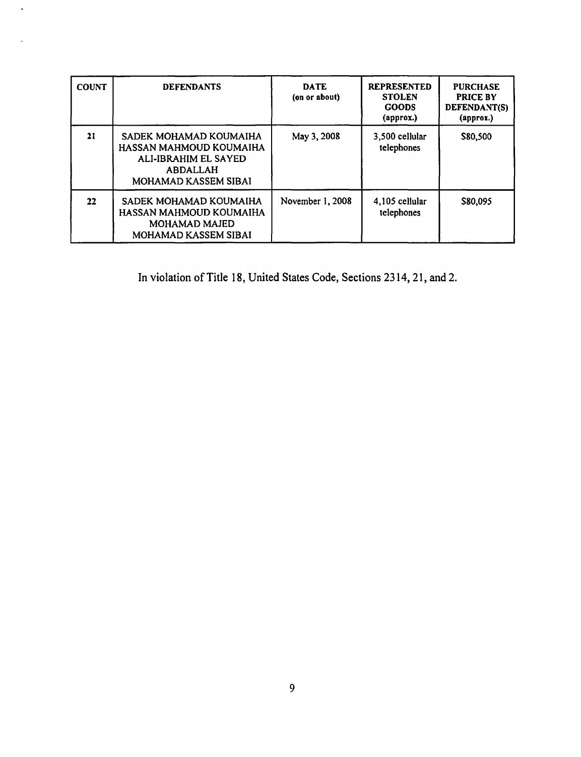| COUNT | DEFENDANTS | DATE (on or about) | REPRESENTED STOLEN GOODS (approx.) | PURCHASE PRICE BY DEFENDANT(S) (approx.) |
|---|---|---|---|---|
| 21 | SADEK MOHAMAD KOUMAIHA<br>HASSAN MAHMOUD KOUMAIHA<br>ALI-IBRAHIM EL SAYED ABDALLAH<br>MOHAMAD KASSEM SIBAI | May 3, 2008 | 3,500 cellular telephones | $80,500 |
| 22 | SADEK MOHAMAD KOUMAIHA<br>HASSAN MAHMOUD KOUMAIHA<br>MOHAMAD MAJED<br>MOHAMAD KASSEM SIBAI | November 1, 2008 | 4,105 cellular telephones | $80,095 |

In violation of Title 18, United States Code, Sections 2314, 21, and 2.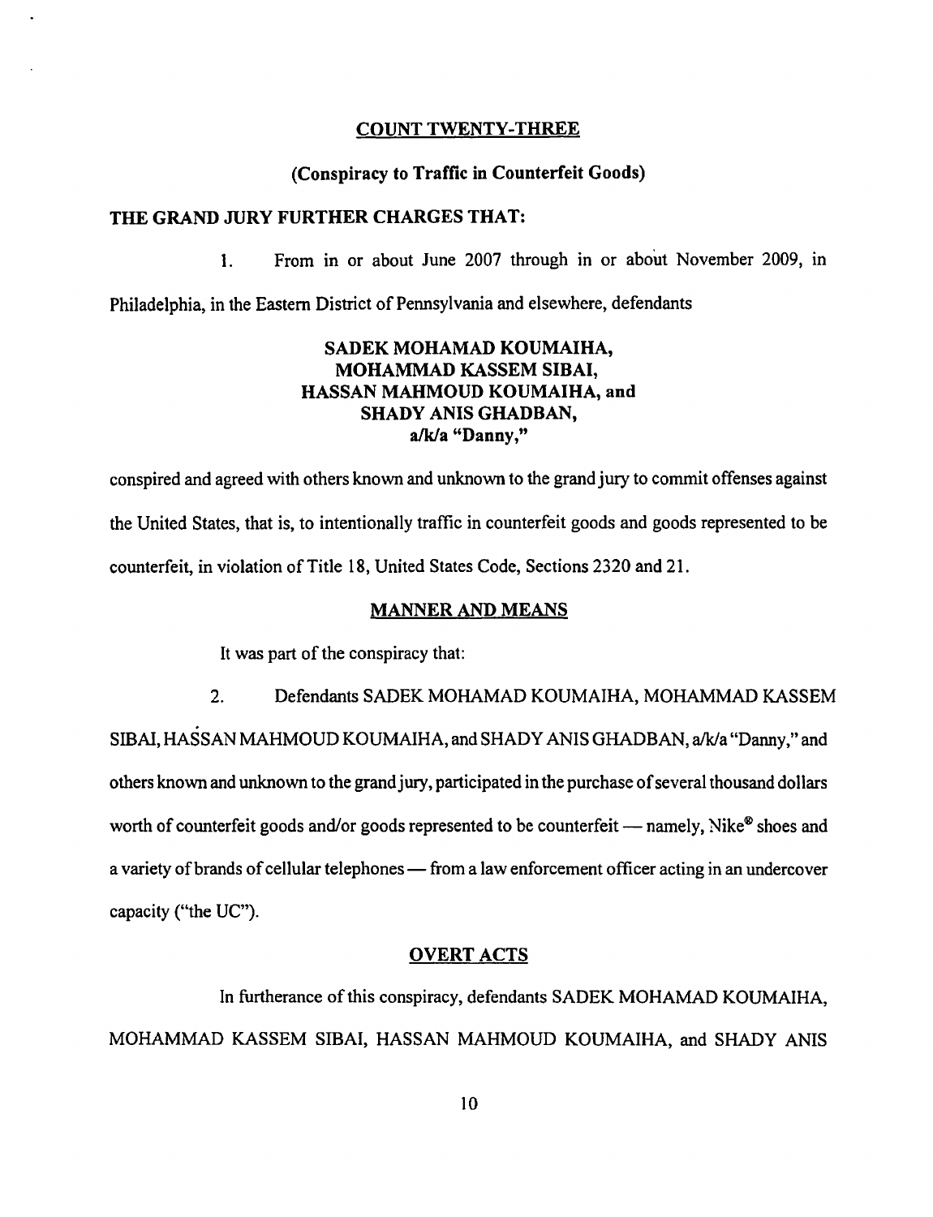## COUNT TWENTY-THREE

### (Conspiracy to Traffic in Counterfeit Goods)

**THE GRAND JURY FURTHER CHARGES THAT:**

1. From in or about June 2007 through in or about November 2009, in Philadelphia, in the Eastern District of Pennsylvania and elsewhere, defendants

**SADEK MOHAMAD KOUMAIHA,**
**MOHAMMAD KASSEM SIBAI,**
**HASSAN MAHMOUD KOUMAIHA, and**
**SHADY ANIS GHADBAN,**
**a/k/a "Danny,"**

conspired and agreed with others known and unknown to the grand jury to commit offenses against the United States, that is, to intentionally traffic in counterfeit goods and goods represented to be counterfeit, in violation of Title 18, United States Code, Sections 2320 and 21.

### MANNER AND MEANS

It was part of the conspiracy that:

2. Defendants SADEK MOHAMAD KOUMAIHA, MOHAMMAD KASSEM SIBAI, HASSAN MAHMOUD KOUMAIHA, and SHADY ANIS GHADBAN, a/k/a "Danny," and others known and unknown to the grand jury, participated in the purchase of several thousand dollars worth of counterfeit goods and/or goods represented to be counterfeit — namely, Nike® shoes and a variety of brands of cellular telephones — from a law enforcement officer acting in an undercover capacity ("the UC").

### OVERT ACTS

In furtherance of this conspiracy, defendants SADEK MOHAMAD KOUMAIHA, MOHAMMAD KASSEM SIBAI, HASSAN MAHMOUD KOUMAIHA, and SHADY ANIS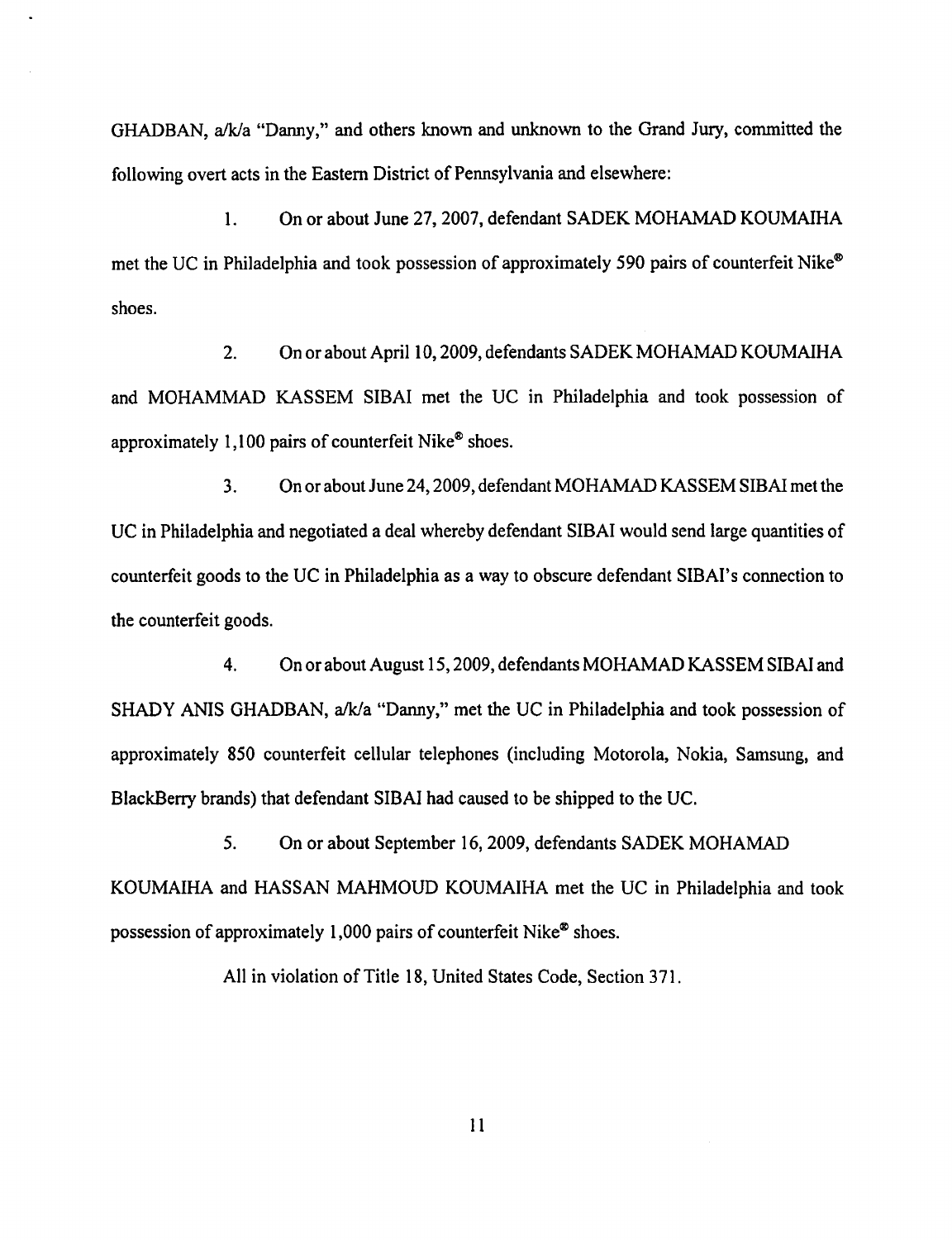GHADBAN, a/k/a "Danny," and others known and unknown to the Grand Jury, committed the following overt acts in the Eastern District of Pennsylvania and elsewhere:

1. On or about June 27, 2007, defendant SADEK MOHAMAD KOUMAIHA met the UC in Philadelphia and took possession of approximately 590 pairs of counterfeit Nike® shoes.

2. On or about April 10, 2009, defendants SADEK MOHAMAD KOUMAIHA and MOHAMMAD KASSEM SIBAI met the UC in Philadelphia and took possession of approximately 1,100 pairs of counterfeit Nike® shoes.

3. On or about June 24, 2009, defendant MOHAMAD KASSEM SIBAI met the UC in Philadelphia and negotiated a deal whereby defendant SIBAI would send large quantities of counterfeit goods to the UC in Philadelphia as a way to obscure defendant SIBAI's connection to the counterfeit goods.

4. On or about August 15, 2009, defendants MOHAMAD KASSEM SIBAI and SHADY ANIS GHADBAN, a/k/a "Danny," met the UC in Philadelphia and took possession of approximately 850 counterfeit cellular telephones (including Motorola, Nokia, Samsung, and BlackBerry brands) that defendant SIBAI had caused to be shipped to the UC.

5. On or about September 16, 2009, defendants SADEK MOHAMAD KOUMAIHA and HASSAN MAHMOUD KOUMAIHA met the UC in Philadelphia and took possession of approximately 1,000 pairs of counterfeit Nike® shoes.

All in violation of Title 18, United States Code, Section 371.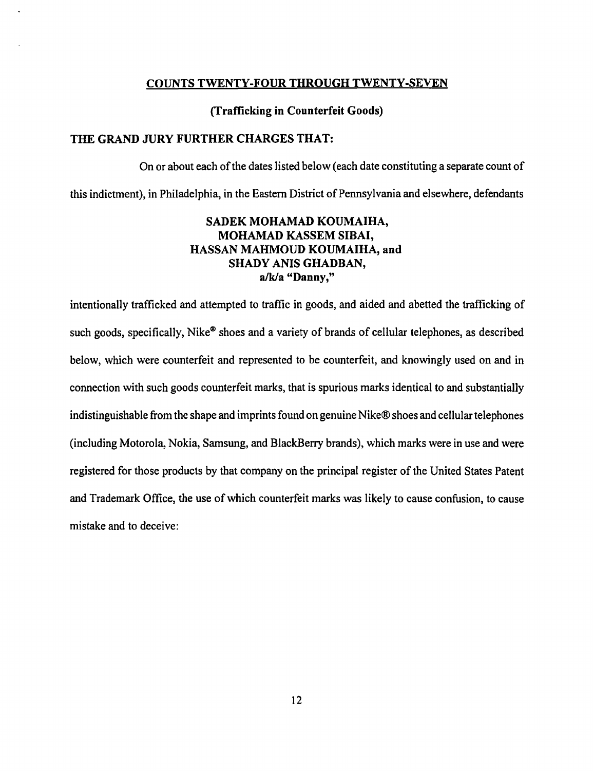## COUNTS TWENTY-FOUR THROUGH TWENTY-SEVEN

### (Trafficking in Counterfeit Goods)

**THE GRAND JURY FURTHER CHARGES THAT:**

On or about each of the dates listed below (each date constituting a separate count of this indictment), in Philadelphia, in the Eastern District of Pennsylvania and elsewhere, defendants

**SADEK MOHAMAD KOUMAIHA,**
**MOHAMAD KASSEM SIBAI,**
**HASSAN MAHMOUD KOUMAIHA, and**
**SHADY ANIS GHADBAN,**
**a/k/a "Danny,"**

intentionally trafficked and attempted to traffic in goods, and aided and abetted the trafficking of such goods, specifically, Nike® shoes and a variety of brands of cellular telephones, as described below, which were counterfeit and represented to be counterfeit, and knowingly used on and in connection with such goods counterfeit marks, that is spurious marks identical to and substantially indistinguishable from the shape and imprints found on genuine Nike® shoes and cellular telephones (including Motorola, Nokia, Samsung, and BlackBerry brands), which marks were in use and were registered for those products by that company on the principal register of the United States Patent and Trademark Office, the use of which counterfeit marks was likely to cause confusion, to cause mistake and to deceive: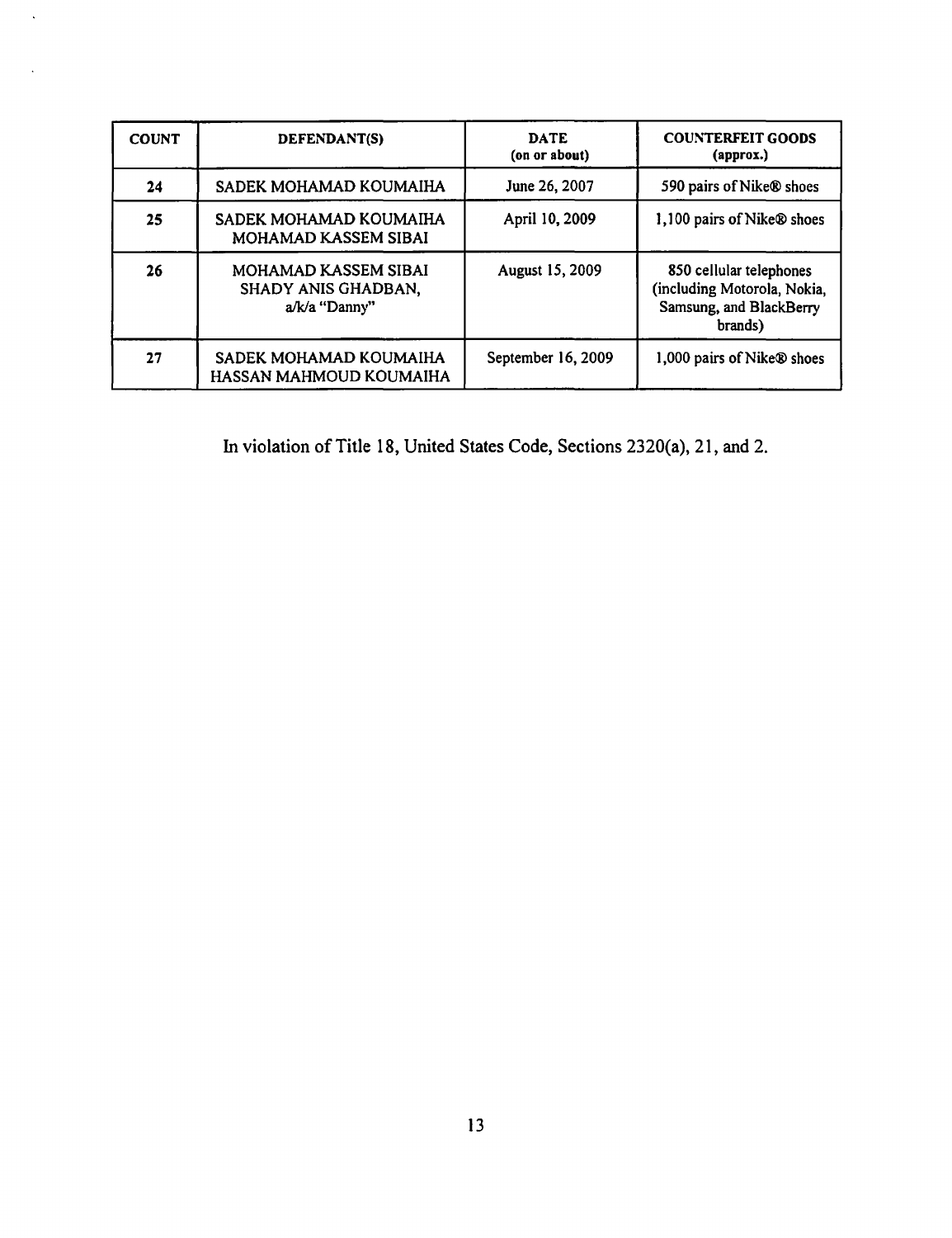| COUNT | DEFENDANT(S) | DATE (on or about) | COUNTERFEIT GOODS (approx.) |
|---|---|---|---|
| 24 | SADEK MOHAMAD KOUMAIHA | June 26, 2007 | 590 pairs of Nike® shoes |
| 25 | SADEK MOHAMAD KOUMAIHA<br>MOHAMAD KASSEM SIBAI | April 10, 2009 | 1,100 pairs of Nike® shoes |
| 26 | MOHAMAD KASSEM SIBAI<br>SHADY ANIS GHADBAN, a/k/a "Danny" | August 15, 2009 | 850 cellular telephones (including Motorola, Nokia, Samsung, and BlackBerry brands) |
| 27 | SADEK MOHAMAD KOUMAIHA<br>HASSAN MAHMOUD KOUMAIHA | September 16, 2009 | 1,000 pairs of Nike® shoes |

In violation of Title 18, United States Code, Sections 2320(a), 21, and 2.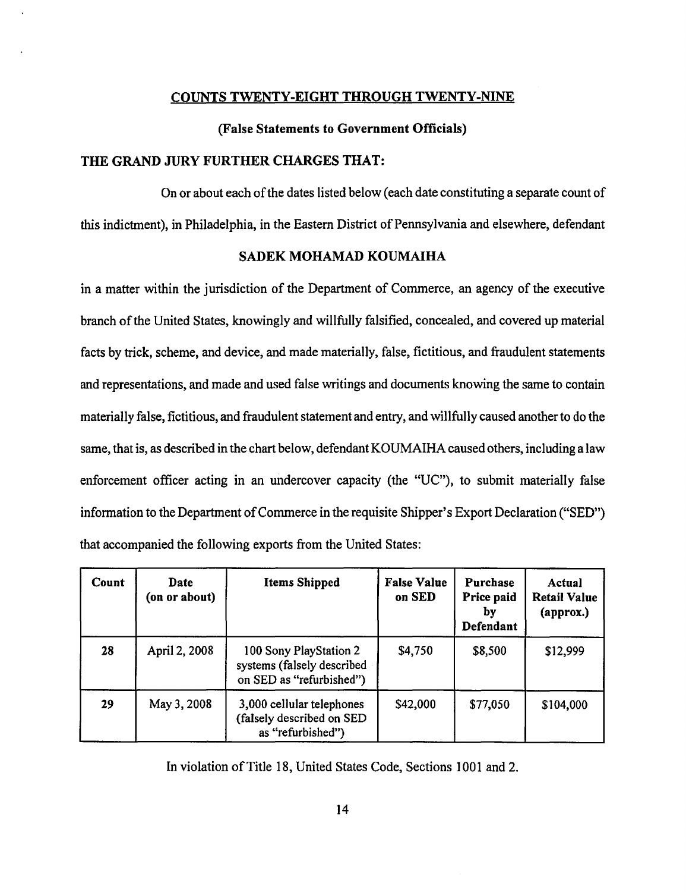## COUNTS TWENTY-EIGHT THROUGH TWENTY-NINE

### (False Statements to Government Officials)

**THE GRAND JURY FURTHER CHARGES THAT:**

On or about each of the dates listed below (each date constituting a separate count of this indictment), in Philadelphia, in the Eastern District of Pennsylvania and elsewhere, defendant

**SADEK MOHAMAD KOUMAIHA**

in a matter within the jurisdiction of the Department of Commerce, an agency of the executive branch of the United States, knowingly and willfully falsified, concealed, and covered up material facts by trick, scheme, and device, and made materially, false, fictitious, and fraudulent statements and representations, and made and used false writings and documents knowing the same to contain materially false, fictitious, and fraudulent statement and entry, and willfully caused another to do the same, that is, as described in the chart below, defendant KOUMAIHA caused others, including a law enforcement officer acting in an undercover capacity (the "UC"), to submit materially false information to the Department of Commerce in the requisite Shipper's Export Declaration ("SED") that accompanied the following exports from the United States:

| Count | Date (on or about) | Items Shipped | False Value on SED | Purchase Price paid by Defendant | Actual Retail Value (approx.) |
|---|---|---|---|---|---|
| 28 | April 2, 2008 | 100 Sony PlayStation 2 systems (falsely described on SED as "refurbished") | $4,750 | $8,500 | $12,999 |
| 29 | May 3, 2008 | 3,000 cellular telephones (falsely described on SED as "refurbished") | $42,000 | $77,050 | $104,000 |

In violation of Title 18, United States Code, Sections 1001 and 2.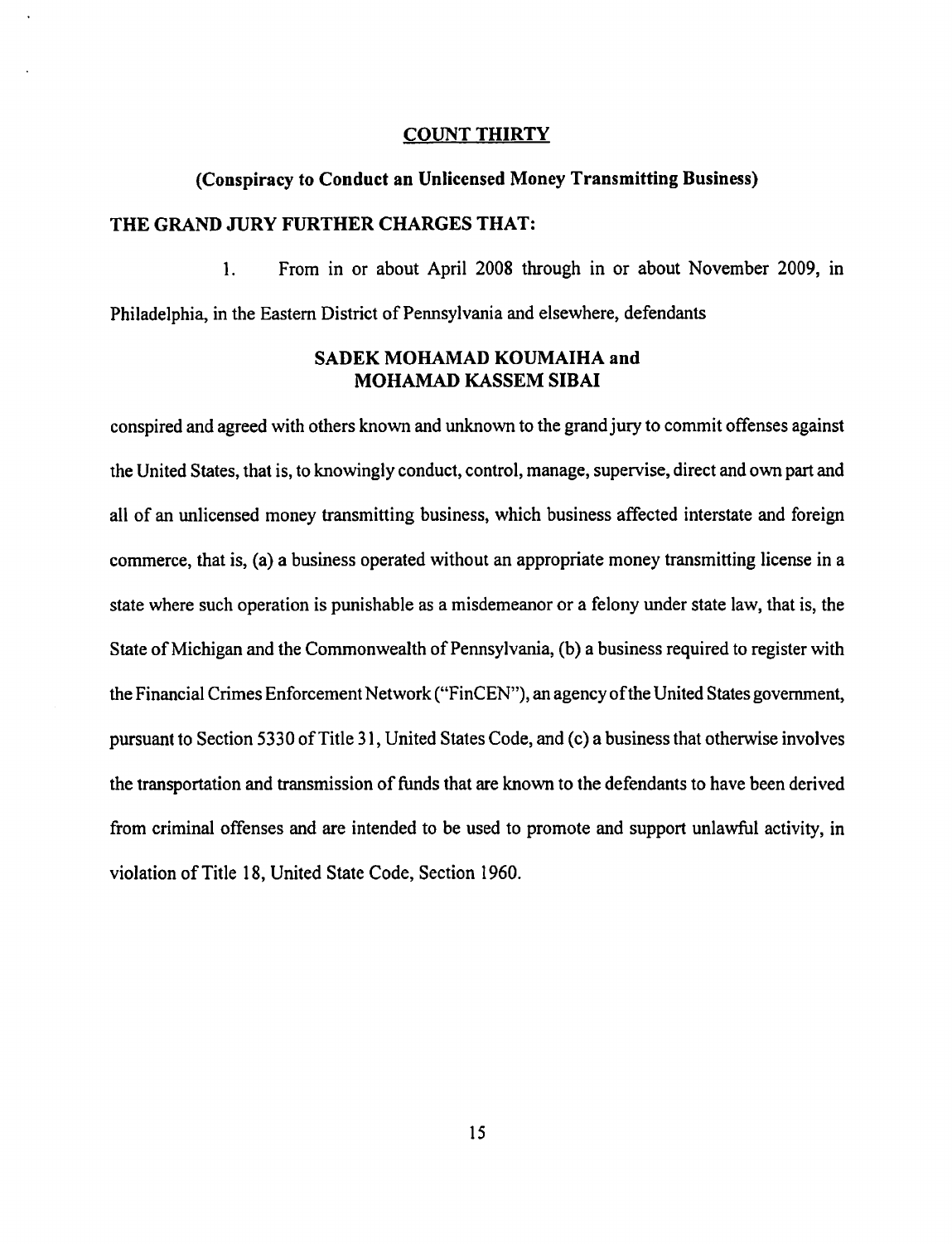## COUNT THIRTY

### (Conspiracy to Conduct an Unlicensed Money Transmitting Business)

**THE GRAND JURY FURTHER CHARGES THAT:**

1. From in or about April 2008 through in or about November 2009, in Philadelphia, in the Eastern District of Pennsylvania and elsewhere, defendants

**SADEK MOHAMAD KOUMAIHA and**
**MOHAMAD KASSEM SIBAI**

conspired and agreed with others known and unknown to the grand jury to commit offenses against the United States, that is, to knowingly conduct, control, manage, supervise, direct and own part and all of an unlicensed money transmitting business, which business affected interstate and foreign commerce, that is, (a) a business operated without an appropriate money transmitting license in a state where such operation is punishable as a misdemeanor or a felony under state law, that is, the State of Michigan and the Commonwealth of Pennsylvania, (b) a business required to register with the Financial Crimes Enforcement Network ("FinCEN"), an agency of the United States government, pursuant to Section 5330 of Title 31, United States Code, and (c) a business that otherwise involves the transportation and transmission of funds that are known to the defendants to have been derived from criminal offenses and are intended to be used to promote and support unlawful activity, in violation of Title 18, United State Code, Section 1960.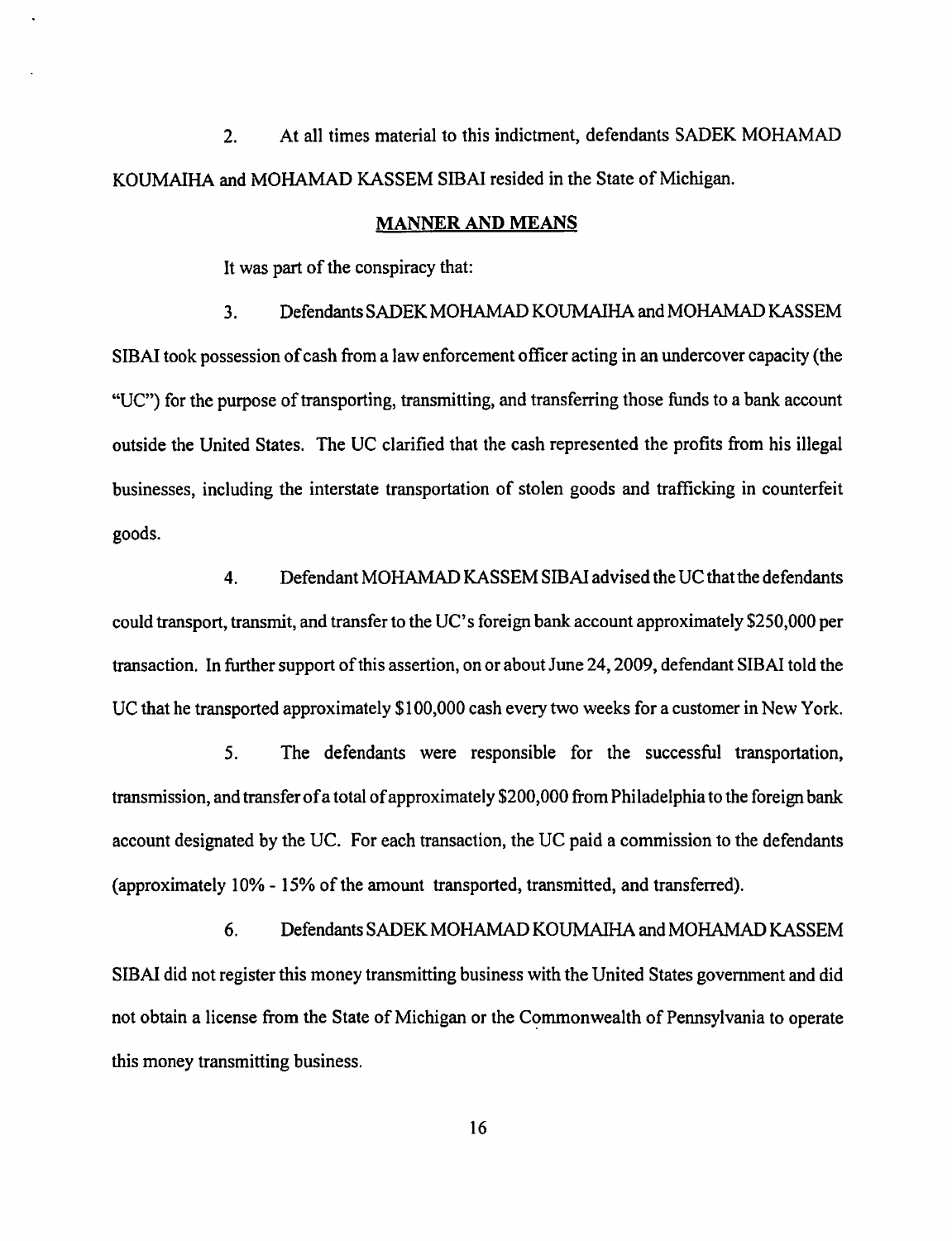2. At all times material to this indictment, defendants SADEK MOHAMAD KOUMAIHA and MOHAMAD KASSEM SIBAI resided in the State of Michigan.

## MANNER AND MEANS

It was part of the conspiracy that:

3. Defendants SADEK MOHAMAD KOUMAIHA and MOHAMAD KASSEM SIBAI took possession of cash from a law enforcement officer acting in an undercover capacity (the "UC") for the purpose of transporting, transmitting, and transferring those funds to a bank account outside the United States. The UC clarified that the cash represented the profits from his illegal businesses, including the interstate transportation of stolen goods and trafficking in counterfeit goods.

4. Defendant MOHAMAD KASSEM SIBAI advised the UC that the defendants could transport, transmit, and transfer to the UC's foreign bank account approximately $250,000 per transaction. In further support of this assertion, on or about June 24, 2009, defendant SIBAI told the UC that he transported approximately $100,000 cash every two weeks for a customer in New York.

5. The defendants were responsible for the successful transportation, transmission, and transfer of a total of approximately $200,000 from Philadelphia to the foreign bank account designated by the UC. For each transaction, the UC paid a commission to the defendants (approximately 10% - 15% of the amount transported, transmitted, and transferred).

6. Defendants SADEK MOHAMAD KOUMAIHA and MOHAMAD KASSEM SIBAI did not register this money transmitting business with the United States government and did not obtain a license from the State of Michigan or the Commonwealth of Pennsylvania to operate this money transmitting business.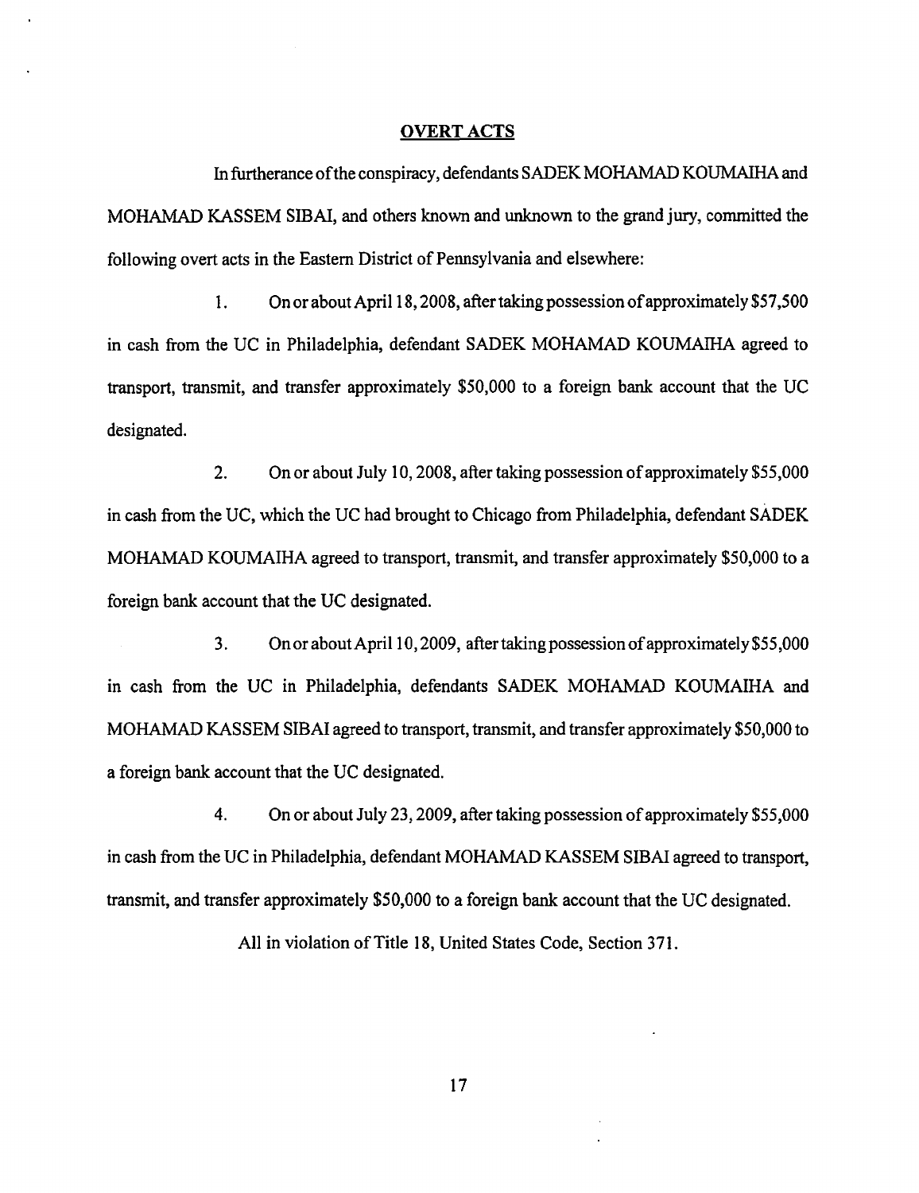## OVERT ACTS

In furtherance of the conspiracy, defendants SADEK MOHAMAD KOUMAIHA and MOHAMAD KASSEM SIBAI, and others known and unknown to the grand jury, committed the following overt acts in the Eastern District of Pennsylvania and elsewhere:

1. On or about April 18, 2008, after taking possession of approximately $57,500 in cash from the UC in Philadelphia, defendant SADEK MOHAMAD KOUMAIHA agreed to transport, transmit, and transfer approximately $50,000 to a foreign bank account that the UC designated.

2. On or about July 10, 2008, after taking possession of approximately $55,000 in cash from the UC, which the UC had brought to Chicago from Philadelphia, defendant SADEK MOHAMAD KOUMAIHA agreed to transport, transmit, and transfer approximately $50,000 to a foreign bank account that the UC designated.

3. On or about April 10, 2009, after taking possession of approximately $55,000 in cash from the UC in Philadelphia, defendants SADEK MOHAMAD KOUMAIHA and MOHAMAD KASSEM SIBAI agreed to transport, transmit, and transfer approximately $50,000 to a foreign bank account that the UC designated.

4. On or about July 23, 2009, after taking possession of approximately $55,000 in cash from the UC in Philadelphia, defendant MOHAMAD KASSEM SIBAI agreed to transport, transmit, and transfer approximately $50,000 to a foreign bank account that the UC designated.

All in violation of Title 18, United States Code, Section 371.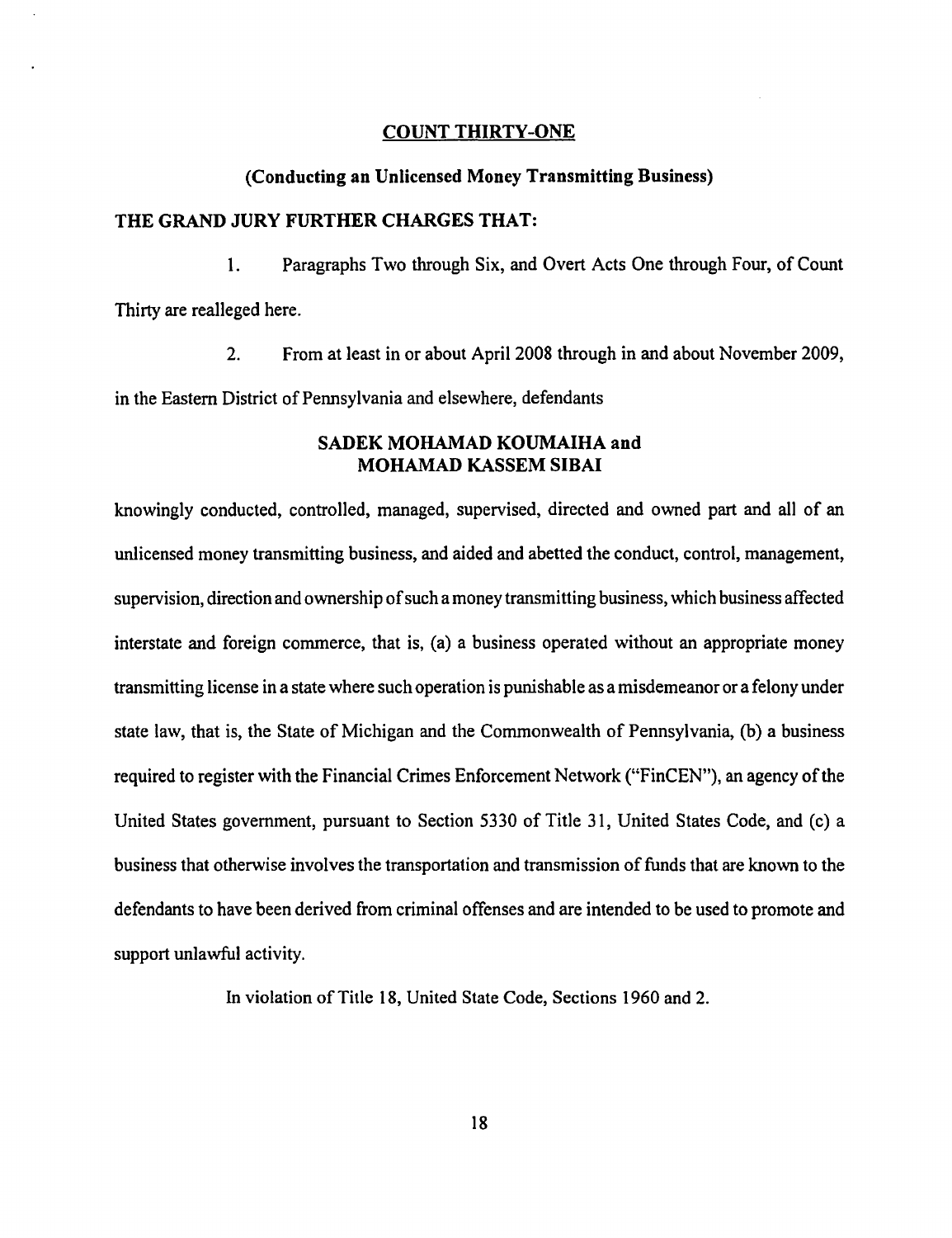## COUNT THIRTY-ONE

### (Conducting an Unlicensed Money Transmitting Business)

**THE GRAND JURY FURTHER CHARGES THAT:**

1. Paragraphs Two through Six, and Overt Acts One through Four, of Count Thirty are realleged here.

2. From at least in or about April 2008 through in and about November 2009, in the Eastern District of Pennsylvania and elsewhere, defendants

**SADEK MOHAMAD KOUMAIHA and**
**MOHAMAD KASSEM SIBAI**

knowingly conducted, controlled, managed, supervised, directed and owned part and all of an unlicensed money transmitting business, and aided and abetted the conduct, control, management, supervision, direction and ownership of such a money transmitting business, which business affected interstate and foreign commerce, that is, (a) a business operated without an appropriate money transmitting license in a state where such operation is punishable as a misdemeanor or a felony under state law, that is, the State of Michigan and the Commonwealth of Pennsylvania, (b) a business required to register with the Financial Crimes Enforcement Network ("FinCEN"), an agency of the United States government, pursuant to Section 5330 of Title 31, United States Code, and (c) a business that otherwise involves the transportation and transmission of funds that are known to the defendants to have been derived from criminal offenses and are intended to be used to promote and support unlawful activity.

In violation of Title 18, United State Code, Sections 1960 and 2.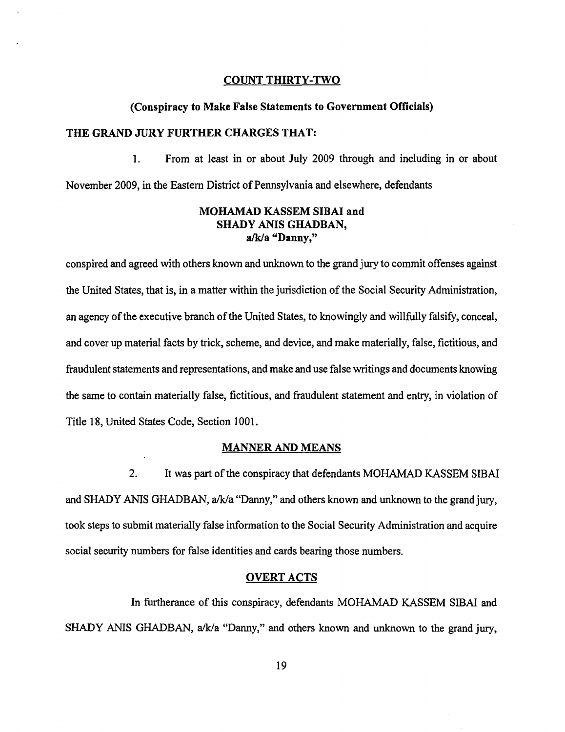## COUNT THIRTY-TWO

### (Conspiracy to Make False Statements to Government Officials)

**THE GRAND JURY FURTHER CHARGES THAT:**

1. From at least in or about July 2009 through and including in or about November 2009, in the Eastern District of Pennsylvania and elsewhere, defendants

**MOHAMAD KASSEM SIBAI and**
**SHADY ANIS GHADBAN,**
**a/k/a "Danny,"**

conspired and agreed with others known and unknown to the grand jury to commit offenses against the United States, that is, in a matter within the jurisdiction of the Social Security Administration, an agency of the executive branch of the United States, to knowingly and willfully falsify, conceal, and cover up material facts by trick, scheme, and device, and make materially, false, fictitious, and fraudulent statements and representations, and make and use false writings and documents knowing the same to contain materially false, fictitious, and fraudulent statement and entry, in violation of Title 18, United States Code, Section 1001.

### MANNER AND MEANS

2. It was part of the conspiracy that defendants MOHAMAD KASSEM SIBAI and SHADY ANIS GHADBAN, a/k/a "Danny," and others known and unknown to the grand jury, took steps to submit materially false information to the Social Security Administration and acquire social security numbers for false identities and cards bearing those numbers.

### OVERT ACTS

In furtherance of this conspiracy, defendants MOHAMAD KASSEM SIBAI and SHADY ANIS GHADBAN, a/k/a "Danny," and others known and unknown to the grand jury,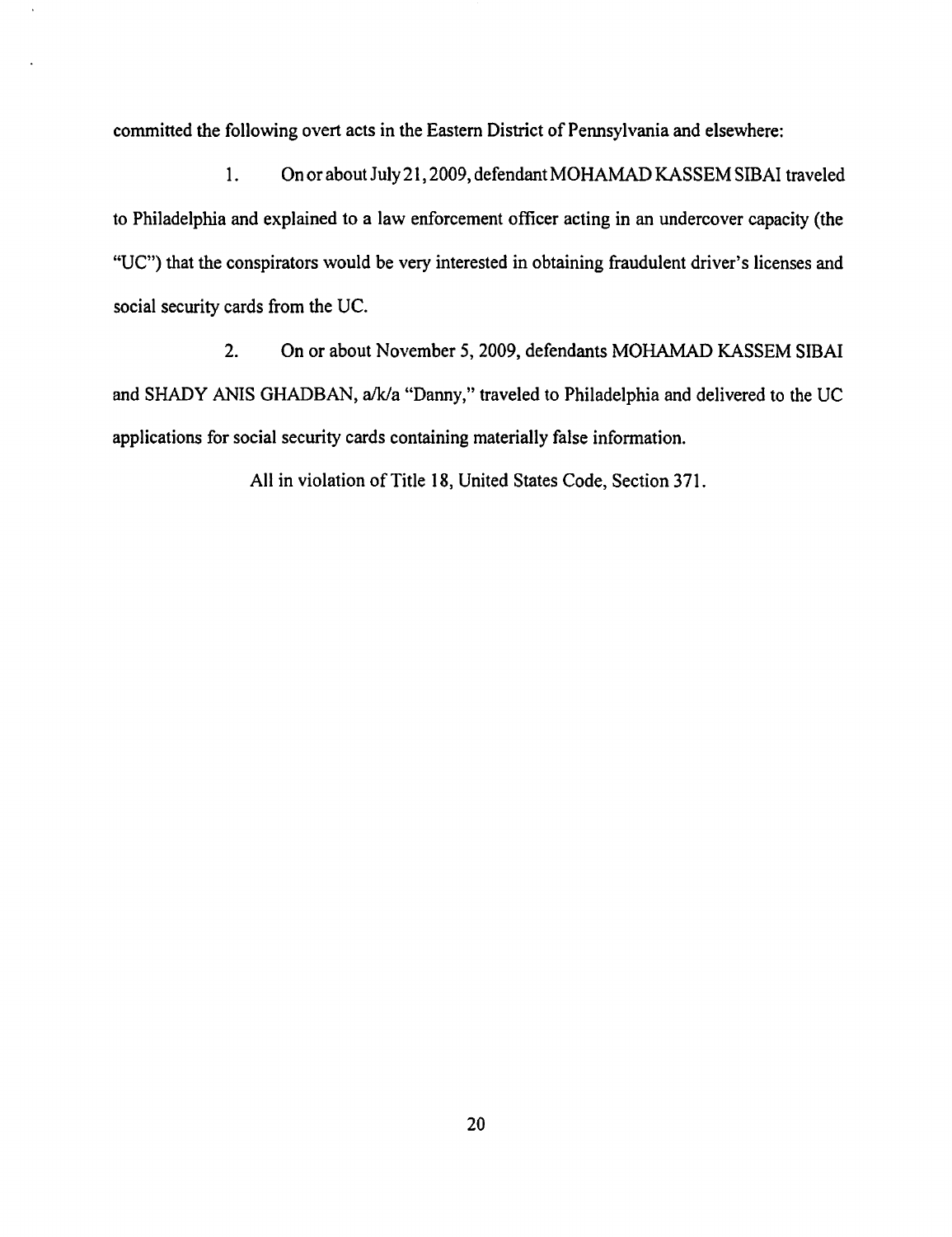committed the following overt acts in the Eastern District of Pennsylvania and elsewhere:

1. On or about July 21, 2009, defendant MOHAMAD KASSEM SIBAI traveled to Philadelphia and explained to a law enforcement officer acting in an undercover capacity (the "UC") that the conspirators would be very interested in obtaining fraudulent driver's licenses and social security cards from the UC.

2. On or about November 5, 2009, defendants MOHAMAD KASSEM SIBAI and SHADY ANIS GHADBAN, a/k/a "Danny," traveled to Philadelphia and delivered to the UC applications for social security cards containing materially false information.

All in violation of Title 18, United States Code, Section 371.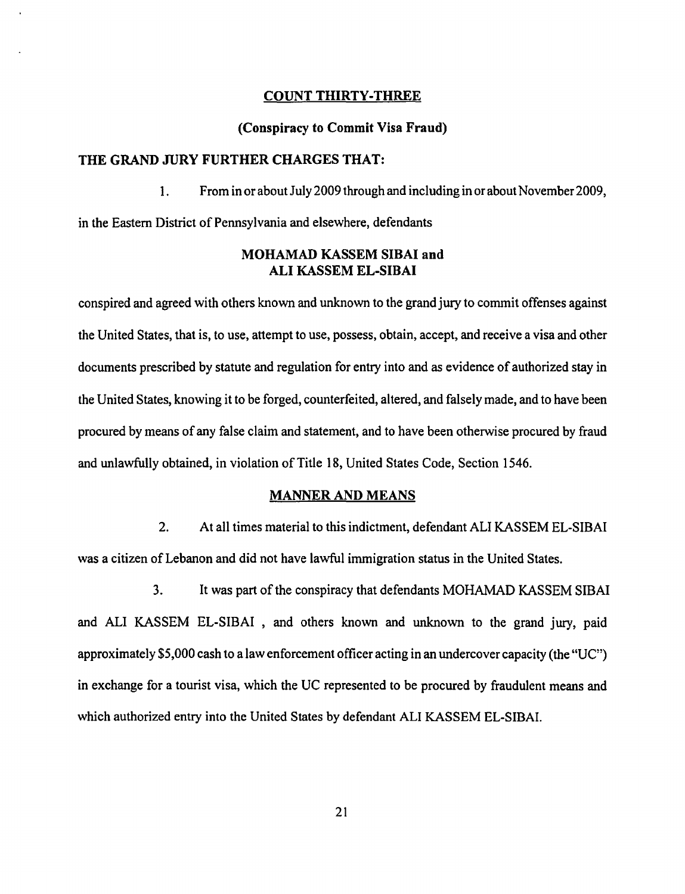## COUNT THIRTY-THREE

### (Conspiracy to Commit Visa Fraud)

**THE GRAND JURY FURTHER CHARGES THAT:**

1. From in or about July 2009 through and including in or about November 2009, in the Eastern District of Pennsylvania and elsewhere, defendants

**MOHAMAD KASSEM SIBAI and**
**ALI KASSEM EL-SIBAI**

conspired and agreed with others known and unknown to the grand jury to commit offenses against the United States, that is, to use, attempt to use, possess, obtain, accept, and receive a visa and other documents prescribed by statute and regulation for entry into and as evidence of authorized stay in the United States, knowing it to be forged, counterfeited, altered, and falsely made, and to have been procured by means of any false claim and statement, and to have been otherwise procured by fraud and unlawfully obtained, in violation of Title 18, United States Code, Section 1546.

### MANNER AND MEANS

2. At all times material to this indictment, defendant ALI KASSEM EL-SIBAI was a citizen of Lebanon and did not have lawful immigration status in the United States.

3. It was part of the conspiracy that defendants MOHAMAD KASSEM SIBAI and ALI KASSEM EL-SIBAI , and others known and unknown to the grand jury, paid approximately $5,000 cash to a law enforcement officer acting in an undercover capacity (the "UC") in exchange for a tourist visa, which the UC represented to be procured by fraudulent means and which authorized entry into the United States by defendant ALI KASSEM EL-SIBAI.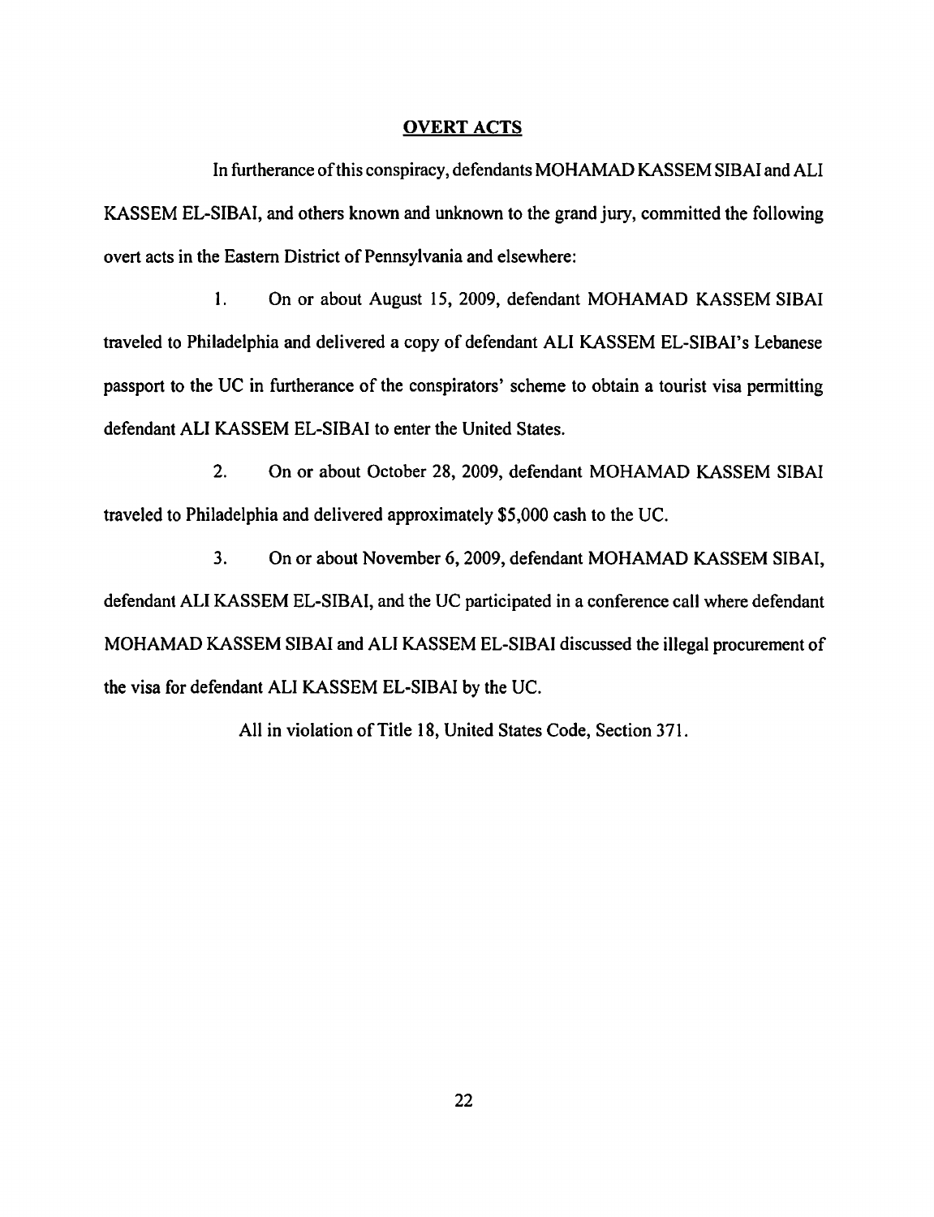## OVERT ACTS

In furtherance of this conspiracy, defendants MOHAMAD KASSEM SIBAI and ALI KASSEM EL-SIBAI, and others known and unknown to the grand jury, committed the following overt acts in the Eastern District of Pennsylvania and elsewhere:

1. On or about August 15, 2009, defendant MOHAMAD KASSEM SIBAI traveled to Philadelphia and delivered a copy of defendant ALI KASSEM EL-SIBAI's Lebanese passport to the UC in furtherance of the conspirators' scheme to obtain a tourist visa permitting defendant ALI KASSEM EL-SIBAI to enter the United States.

2. On or about October 28, 2009, defendant MOHAMAD KASSEM SIBAI traveled to Philadelphia and delivered approximately $5,000 cash to the UC.

3. On or about November 6, 2009, defendant MOHAMAD KASSEM SIBAI, defendant ALI KASSEM EL-SIBAI, and the UC participated in a conference call where defendant MOHAMAD KASSEM SIBAI and ALI KASSEM EL-SIBAI discussed the illegal procurement of the visa for defendant ALI KASSEM EL-SIBAI by the UC.

All in violation of Title 18, United States Code, Section 371.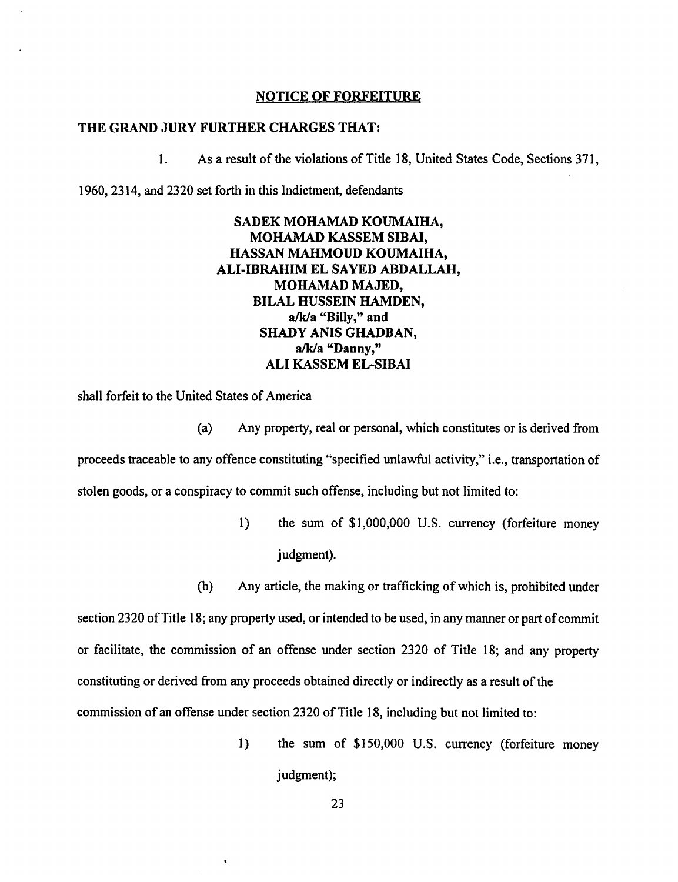## NOTICE OF FORFEITURE

**THE GRAND JURY FURTHER CHARGES THAT:**

1. As a result of the violations of Title 18, United States Code, Sections 371, 1960, 2314, and 2320 set forth in this Indictment, defendants

**SADEK MOHAMAD KOUMAIHA,**
**MOHAMAD KASSEM SIBAI,**
**HASSAN MAHMOUD KOUMAIHA,**
**ALI-IBRAHIM EL SAYED ABDALLAH,**
**MOHAMAD MAJED,**
**BILAL HUSSEIN HAMDEN,**
**a/k/a "Billy," and**
**SHADY ANIS GHADBAN,**
**a/k/a "Danny,"**
**ALI KASSEM EL-SIBAI**

shall forfeit to the United States of America

(a) Any property, real or personal, which constitutes or is derived from proceeds traceable to any offence constituting "specified unlawful activity," i.e., transportation of stolen goods, or a conspiracy to commit such offense, including but not limited to:

1) the sum of $1,000,000 U.S. currency (forfeiture money judgment).

(b) Any article, the making or trafficking of which is, prohibited under section 2320 of Title 18; any property used, or intended to be used, in any manner or part of commit or facilitate, the commission of an offense under section 2320 of Title 18; and any property constituting or derived from any proceeds obtained directly or indirectly as a result of the commission of an offense under section 2320 of Title 18, including but not limited to:

1) the sum of $150,000 U.S. currency (forfeiture money judgment);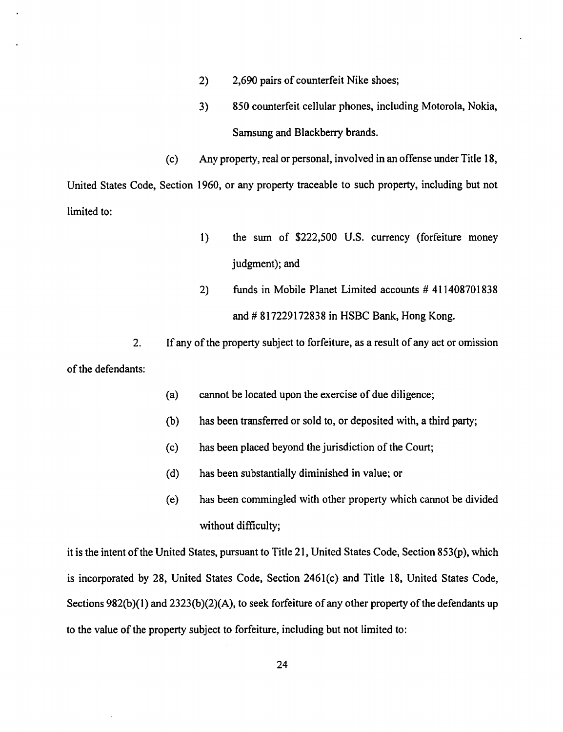2) 2,690 pairs of counterfeit Nike shoes;

3) 850 counterfeit cellular phones, including Motorola, Nokia, Samsung and Blackberry brands.

(c) Any property, real or personal, involved in an offense under Title 18, United States Code, Section 1960, or any property traceable to such property, including but not limited to:

1) the sum of $222,500 U.S. currency (forfeiture money judgment); and

2) funds in Mobile Planet Limited accounts # 411408701838 and # 817229172838 in HSBC Bank, Hong Kong.

2. If any of the property subject to forfeiture, as a result of any act or omission of the defendants:

(a) cannot be located upon the exercise of due diligence;

(b) has been transferred or sold to, or deposited with, a third party;

(c) has been placed beyond the jurisdiction of the Court;

(d) has been substantially diminished in value; or

(e) has been commingled with other property which cannot be divided without difficulty;

it is the intent of the United States, pursuant to Title 21, United States Code, Section 853(p), which is incorporated by 28, United States Code, Section 2461(c) and Title 18, United States Code, Sections 982(b)(1) and 2323(b)(2)(A), to seek forfeiture of any other property of the defendants up to the value of the property subject to forfeiture, including but not limited to: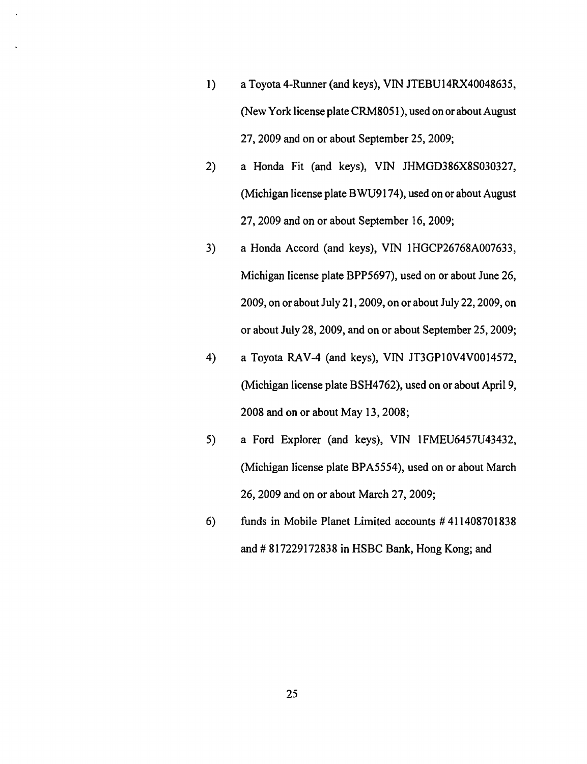1) a Toyota 4-Runner (and keys), VIN JTEBU14RX40048635, (New York license plate CRM8051), used on or about August 27, 2009 and on or about September 25, 2009;

2) a Honda Fit (and keys), VIN JHMGD386X8S030327, (Michigan license plate BWU9174), used on or about August 27, 2009 and on or about September 16, 2009;

3) a Honda Accord (and keys), VIN 1HGCP26768A007633, Michigan license plate BPP5697), used on or about June 26, 2009, on or about July 21, 2009, on or about July 22, 2009, on or about July 28, 2009, and on or about September 25, 2009;

4) a Toyota RAV-4 (and keys), VIN JT3GP10V4V0014572, (Michigan license plate BSH4762), used on or about April 9, 2008 and on or about May 13, 2008;

5) a Ford Explorer (and keys), VIN 1FMEU6457U43432, (Michigan license plate BPA5554), used on or about March 26, 2009 and on or about March 27, 2009;

6) funds in Mobile Planet Limited accounts # 411408701838 and # 817229172838 in HSBC Bank, Hong Kong; and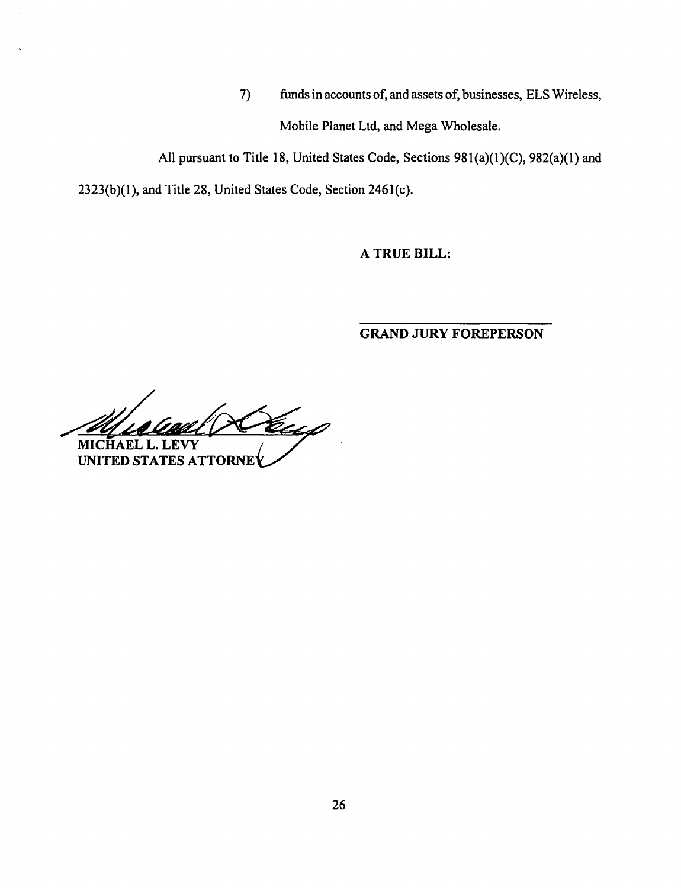7) funds in accounts of, and assets of, businesses, ELS Wireless, Mobile Planet Ltd, and Mega Wholesale.

All pursuant to Title 18, United States Code, Sections 981(a)(1)(C), 982(a)(1) and 2323(b)(1), and Title 28, United States Code, Section 2461(c).

**A TRUE BILL:**

**GRAND JURY FOREPERSON**

**MICHAEL L. LEVY**
**UNITED STATES ATTORNEY**